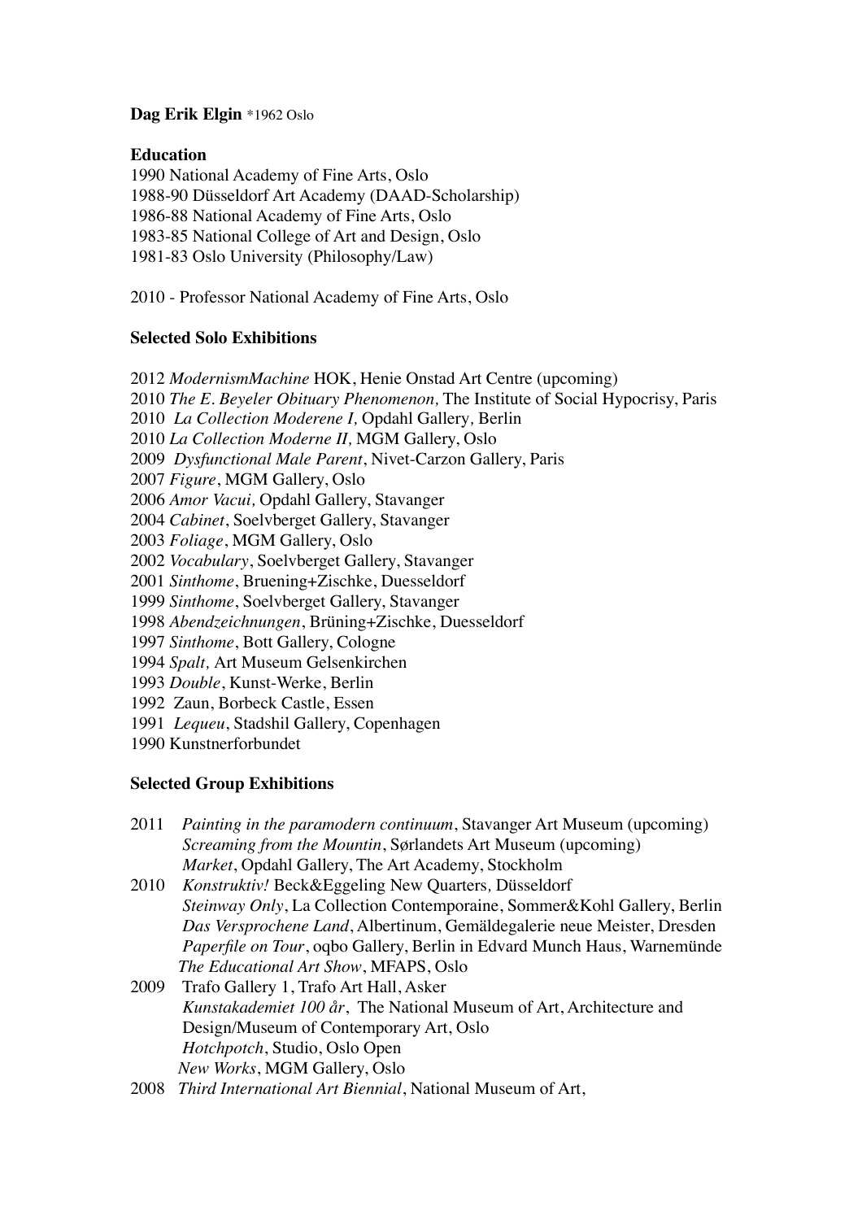**Dag Erik Elgin** *1962 Oslo

**Education**

1990 National Academy of Fine Arts, Oslo
1988-90 Düsseldorf Art Academy (DAAD-Scholarship)
1986-88 National Academy of Fine Arts, Oslo
1983-85 National College of Art and Design, Oslo
1981-83 Oslo University (Philosophy/Law)

2010 - Professor National Academy of Fine Arts, Oslo

**Selected Solo Exhibitions**

2012 *ModernismMachine* HOK, Henie Onstad Art Centre (upcoming)
2010 *The E. Beyeler Obituary Phenomenon,* The Institute of Social Hypocrisy, Paris
2010 *La Collection Moderene I,* Opdahl Gallery, Berlin
2010 *La Collection Moderne II,* MGM Gallery, Oslo
2009 *Dysfunctional Male Parent*, Nivet-Carzon Gallery, Paris
2007 *Figure*, MGM Gallery, Oslo
2006 *Amor Vacui,* Opdahl Gallery, Stavanger
2004 *Cabinet*, Soelvberget Gallery, Stavanger
2003 *Foliage*, MGM Gallery, Oslo
2002 *Vocabulary*, Soelvberget Gallery, Stavanger
2001 *Sinthome*, Bruening+Zischke, Duesseldorf
1999 *Sinthome*, Soelvberget Gallery, Stavanger
1998 *Abendzeichnungen*, Brüning+Zischke, Duesseldorf
1997 *Sinthome*, Bott Gallery, Cologne
1994 *Spalt,* Art Museum Gelsenkirchen
1993 *Double*, Kunst-Werke, Berlin
1992 Zaun, Borbeck Castle, Essen
1991 *Lequeu*, Stadshil Gallery, Copenhagen
1990 Kunstnerforbundet

**Selected Group Exhibitions**

2011 *Painting in the paramodern continuum*, Stavanger Art Museum (upcoming)
*Screaming from the Mountin*, Sørlandets Art Museum (upcoming)
*Market*, Opdahl Gallery, The Art Academy, Stockholm

2010 *Konstruktiv!* Beck&Eggeling New Quarters, Düsseldorf
*Steinway Only*, La Collection Contemporaine, Sommer&Kohl Gallery, Berlin
*Das Versprochene Land*, Albertinum, Gemäldegalerie neue Meister, Dresden
*Paperfile on Tour*, oqbo Gallery, Berlin in Edvard Munch Haus, Warnemünde
*The Educational Art Show*, MFAPS, Oslo

2009 Trafo Gallery 1, Trafo Art Hall, Asker
*Kunstakademiet 100 år*, The National Museum of Art, Architecture and Design/Museum of Contemporary Art, Oslo
*Hotchpotch*, Studio, Oslo Open
*New Works*, MGM Gallery, Oslo

2008 *Third International Art Biennial*, National Museum of Art,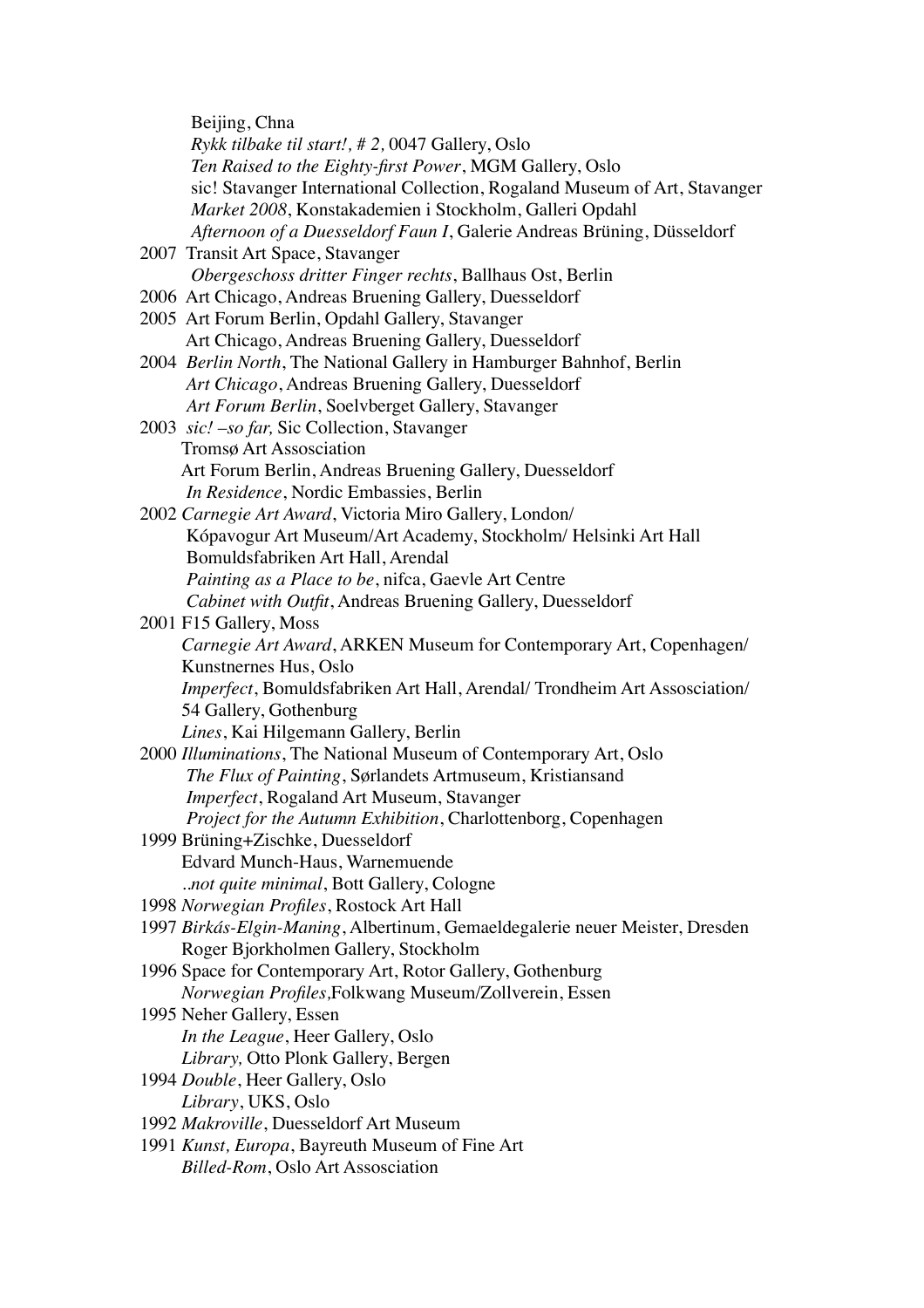Beijing, Chna
*Rykk tilbake til start!, # 2,* 0047 Gallery, Oslo
*Ten Raised to the Eighty-first Power*, MGM Gallery, Oslo
sic! Stavanger International Collection, Rogaland Museum of Art, Stavanger
*Market 2008*, Konstakademien i Stockholm, Galleri Opdahl
*Afternoon of a Duesseldorf Faun I*, Galerie Andreas Brüning, Düsseldorf

2007 Transit Art Space, Stavanger
*Obergeschoss dritter Finger rechts*, Ballhaus Ost, Berlin

2006 Art Chicago, Andreas Bruening Gallery, Duesseldorf

2005 Art Forum Berlin, Opdahl Gallery, Stavanger
Art Chicago, Andreas Bruening Gallery, Duesseldorf

2004 *Berlin North*, The National Gallery in Hamburger Bahnhof, Berlin
*Art Chicago*, Andreas Bruening Gallery, Duesseldorf
*Art Forum Berlin*, Soelvberget Gallery, Stavanger

2003 *sic! –so far,* Sic Collection, Stavanger
Tromsø Art Assosciation
Art Forum Berlin, Andreas Bruening Gallery, Duesseldorf
*In Residence*, Nordic Embassies, Berlin

2002 *Carnegie Art Award*, Victoria Miro Gallery, London/
Kópavogur Art Museum/Art Academy, Stockholm/ Helsinki Art Hall
Bomuldsfabriken Art Hall, Arendal
*Painting as a Place to be*, nifca, Gaevle Art Centre
*Cabinet with Outfit*, Andreas Bruening Gallery, Duesseldorf

2001 F15 Gallery, Moss
*Carnegie Art Award*, ARKEN Museum for Contemporary Art, Copenhagen/
Kunstnernes Hus, Oslo
*Imperfect*, Bomuldsfabriken Art Hall, Arendal/ Trondheim Art Assosciation/
54 Gallery, Gothenburg
*Lines*, Kai Hilgemann Gallery, Berlin

2000 *Illuminations*, The National Museum of Contemporary Art, Oslo
*The Flux of Painting*, Sørlandets Artmuseum, Kristiansand
*Imperfect*, Rogaland Art Museum, Stavanger
*Project for the Autumn Exhibition*, Charlottenborg, Copenhagen

1999 Brüning+Zischke, Duesseldorf
Edvard Munch-Haus, Warnemuende
*..not quite minimal*, Bott Gallery, Cologne

1998 *Norwegian Profiles*, Rostock Art Hall

1997 *Birkás-Elgin-Maning*, Albertinum, Gemaeldegalerie neuer Meister, Dresden
Roger Bjorkholmen Gallery, Stockholm

1996 Space for Contemporary Art, Rotor Gallery, Gothenburg
*Norwegian Profiles,*Folkwang Museum/Zollverein, Essen

1995 Neher Gallery, Essen
*In the League*, Heer Gallery, Oslo
*Library,* Otto Plonk Gallery, Bergen

1994 *Double*, Heer Gallery, Oslo
*Library*, UKS, Oslo

1992 *Makroville*, Duesseldorf Art Museum

1991 *Kunst, Europa*, Bayreuth Museum of Fine Art
*Billed-Rom*, Oslo Art Assosciation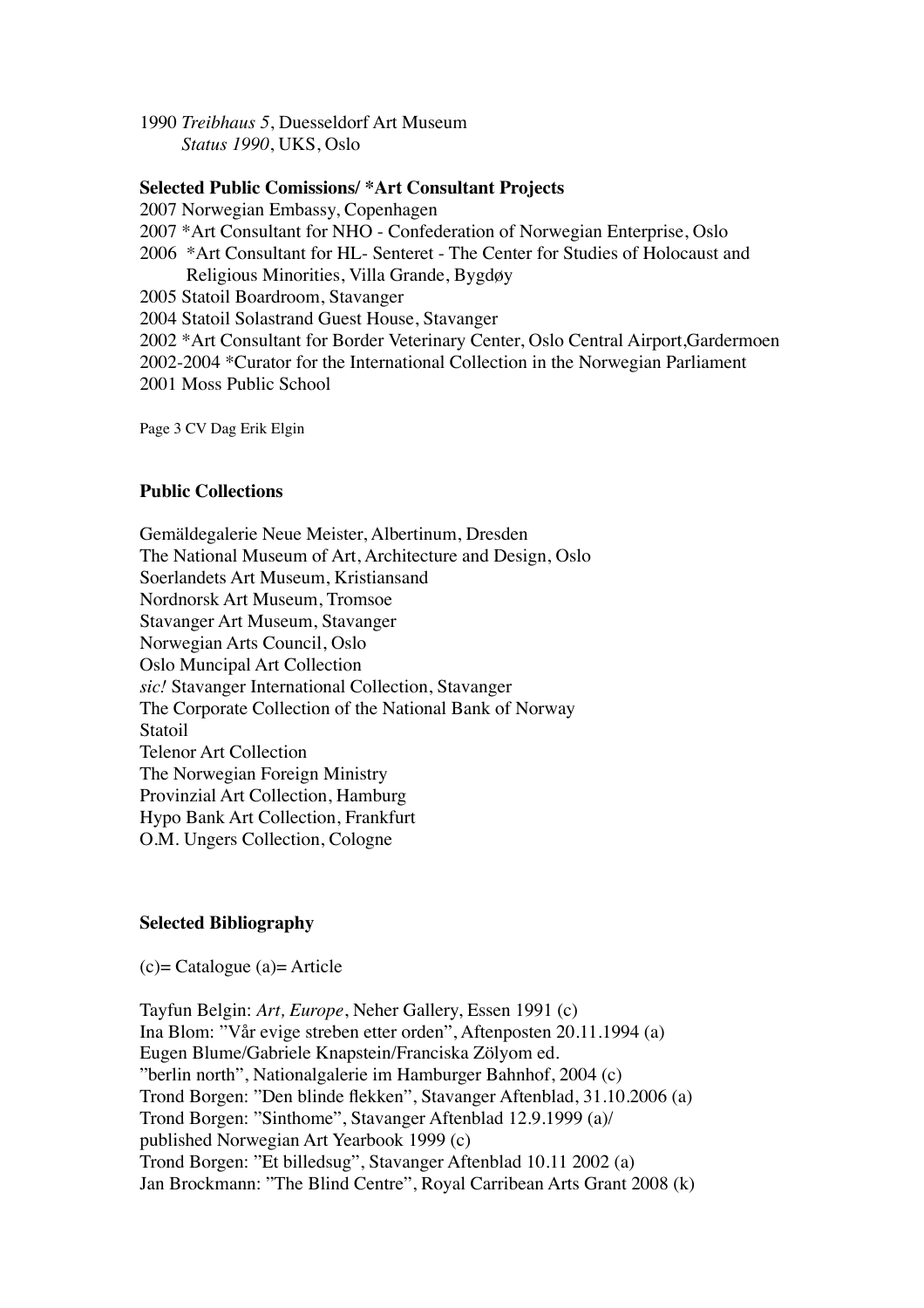1990 *Treibhaus 5*, Duesseldorf Art Museum
*Status 1990*, UKS, Oslo

**Selected Public Comissions/ *Art Consultant Projects**

2007 Norwegian Embassy, Copenhagen
2007 *Art Consultant for NHO - Confederation of Norwegian Enterprise, Oslo
2006 *Art Consultant for HL- Senteret - The Center for Studies of Holocaust and Religious Minorities, Villa Grande, Bygdøy
2005 Statoil Boardroom, Stavanger
2004 Statoil Solastrand Guest House, Stavanger
2002 *Art Consultant for Border Veterinary Center, Oslo Central Airport,Gardermoen
2002-2004 *Curator for the International Collection in the Norwegian Parliament
2001 Moss Public School

**Public Collections**

Gemäldegalerie Neue Meister, Albertinum, Dresden
The National Museum of Art, Architecture and Design, Oslo
Soerlandets Art Museum, Kristiansand
Nordnorsk Art Museum, Tromsoe
Stavanger Art Museum, Stavanger
Norwegian Arts Council, Oslo
Oslo Muncipal Art Collection
*sic!* Stavanger International Collection, Stavanger
The Corporate Collection of the National Bank of Norway
Statoil
Telenor Art Collection
The Norwegian Foreign Ministry
Provinzial Art Collection, Hamburg
Hypo Bank Art Collection, Frankfurt
O.M. Ungers Collection, Cologne

**Selected Bibliography**

(c)= Catalogue (a)= Article

Tayfun Belgin: *Art, Europe*, Neher Gallery, Essen 1991 (c)
Ina Blom: ”Vår evige streben etter orden”, Aftenposten 20.11.1994 (a)
Eugen Blume/Gabriele Knapstein/Franciska Zölyom ed.
”berlin north”, Nationalgalerie im Hamburger Bahnhof, 2004 (c)
Trond Borgen: ”Den blinde flekken”, Stavanger Aftenblad, 31.10.2006 (a)
Trond Borgen: ”Sinthome”, Stavanger Aftenblad 12.9.1999 (a)/
published Norwegian Art Yearbook 1999 (c)
Trond Borgen: ”Et billedsug”, Stavanger Aftenblad 10.11 2002 (a)
Jan Brockmann: ”The Blind Centre”, Royal Carribean Arts Grant 2008 (k)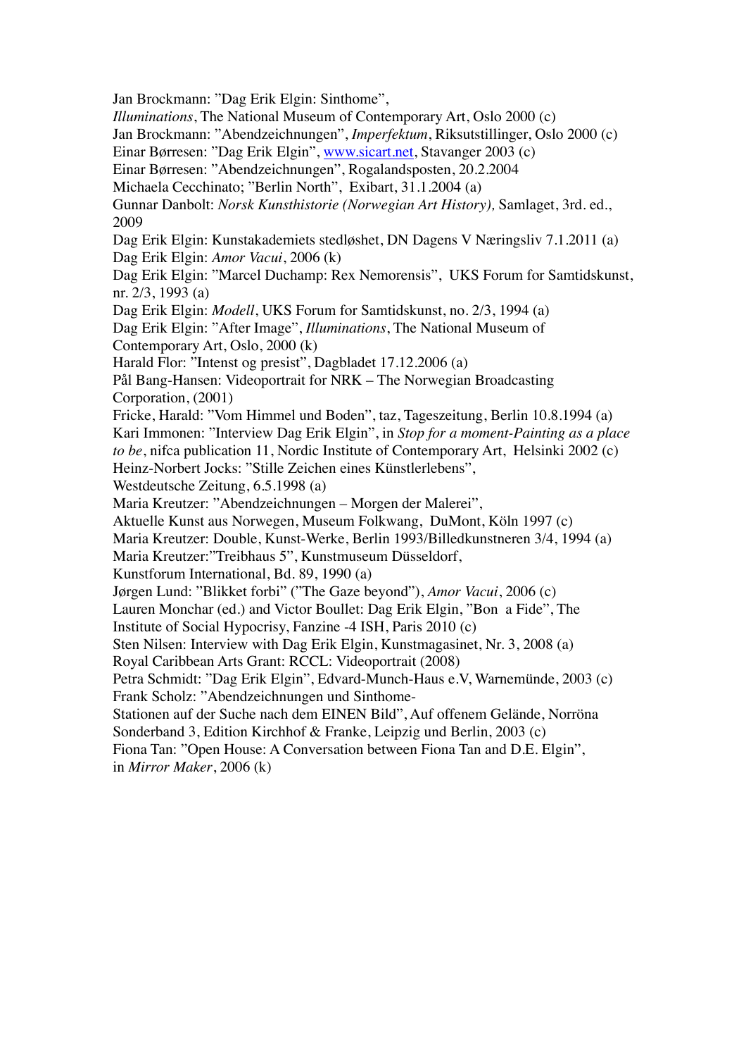Jan Brockmann: ”Dag Erik Elgin: Sinthome”,
*Illuminations*, The National Museum of Contemporary Art, Oslo 2000 (c)
Jan Brockmann: ”Abendzeichnungen”, *Imperfektum*, Riksutstillinger, Oslo 2000 (c)
Einar Børresen: ”Dag Erik Elgin”, www.sicart.net, Stavanger 2003 (c)
Einar Børresen: ”Abendzeichnungen”, Rogalandsposten, 20.2.2004
Michaela Cecchinato; ”Berlin North”, Exibart, 31.1.2004 (a)
Gunnar Danbolt: *Norsk Kunsthistorie (Norwegian Art History),* Samlaget, 3rd. ed., 2009
Dag Erik Elgin: Kunstakademiets stedløshet, DN Dagens V Næringsliv 7.1.2011 (a)
Dag Erik Elgin: *Amor Vacui*, 2006 (k)
Dag Erik Elgin: ”Marcel Duchamp: Rex Nemorensis”, UKS Forum for Samtidskunst, nr. 2/3, 1993 (a)
Dag Erik Elgin: *Modell*, UKS Forum for Samtidskunst, no. 2/3, 1994 (a)
Dag Erik Elgin: ”After Image”, *Illuminations*, The National Museum of Contemporary Art, Oslo, 2000 (k)
Harald Flor: ”Intenst og presist”, Dagbladet 17.12.2006 (a)
Pål Bang-Hansen: Videoportrait for NRK – The Norwegian Broadcasting Corporation, (2001)
Fricke, Harald: ”Vom Himmel und Boden”, taz, Tageszeitung, Berlin 10.8.1994 (a)
Kari Immonen: ”Interview Dag Erik Elgin”, in *Stop for a moment-Painting as a place to be*, nifca publication 11, Nordic Institute of Contemporary Art, Helsinki 2002 (c)
Heinz-Norbert Jocks: ”Stille Zeichen eines Künstlerlebens”,
Westdeutsche Zeitung, 6.5.1998 (a)
Maria Kreutzer: ”Abendzeichnungen – Morgen der Malerei”,
Aktuelle Kunst aus Norwegen, Museum Folkwang, DuMont, Köln 1997 (c)
Maria Kreutzer: Double, Kunst-Werke, Berlin 1993/Billedkunstneren 3/4, 1994 (a)
Maria Kreutzer:”Treibhaus 5”, Kunstmuseum Düsseldorf,
Kunstforum International, Bd. 89, 1990 (a)
Jørgen Lund: ”Blikket forbi” (”The Gaze beyond”), *Amor Vacui*, 2006 (c)
Lauren Monchar (ed.) and Victor Boullet: Dag Erik Elgin, ”Bon a Fide”, The Institute of Social Hypocrisy, Fanzine -4 ISH, Paris 2010 (c)
Sten Nilsen: Interview with Dag Erik Elgin, Kunstmagasinet, Nr. 3, 2008 (a)
Royal Caribbean Arts Grant: RCCL: Videoportrait (2008)
Petra Schmidt: ”Dag Erik Elgin”, Edvard-Munch-Haus e.V, Warnemünde, 2003 (c)
Frank Scholz: ”Abendzeichnungen und Sinthome-
Stationen auf der Suche nach dem EINEN Bild”, Auf offenem Gelände, Norröna Sonderband 3, Edition Kirchhof & Franke, Leipzig und Berlin, 2003 (c)
Fiona Tan: ”Open House: A Conversation between Fiona Tan and D.E. Elgin”,
in *Mirror Maker*, 2006 (k)